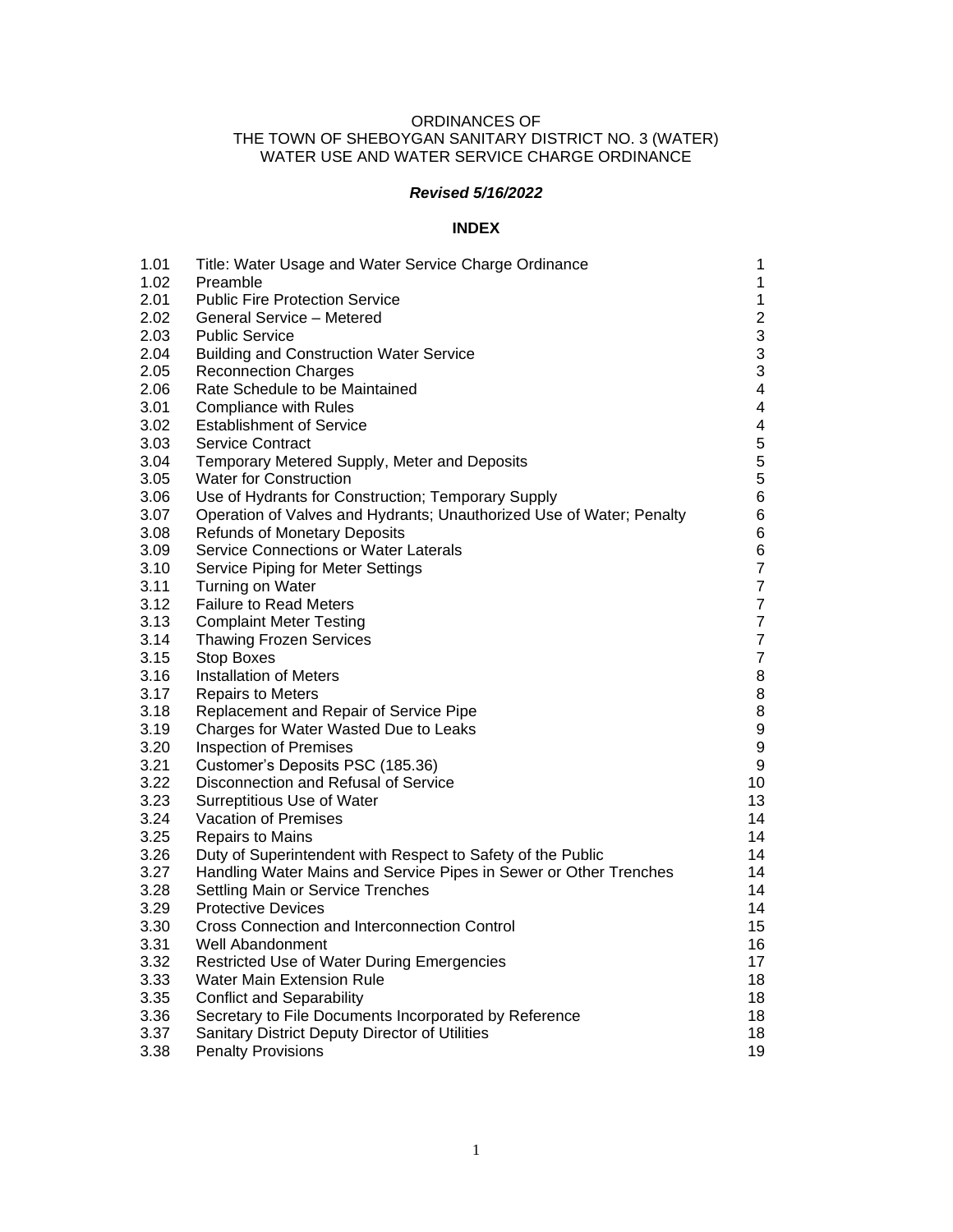ORDINANCES OF
THE TOWN OF SHEBOYGAN SANITARY DISTRICT NO. 3 (WATER)
WATER USE AND WATER SERVICE CHARGE ORDINANCE

***Revised 5/16/2022***

**INDEX**

| | | |
|---|---|---|
| 1.01 | Title: Water Usage and Water Service Charge Ordinance | 1 |
| 1.02 | Preamble | 1 |
| 2.01 | Public Fire Protection Service | 1 |
| 2.02 | General Service – Metered | 2 |
| 2.03 | Public Service | 3 |
| 2.04 | Building and Construction Water Service | 3 |
| 2.05 | Reconnection Charges | 3 |
| 2.06 | Rate Schedule to be Maintained | 4 |
| 3.01 | Compliance with Rules | 4 |
| 3.02 | Establishment of Service | 4 |
| 3.03 | Service Contract | 5 |
| 3.04 | Temporary Metered Supply, Meter and Deposits | 5 |
| 3.05 | Water for Construction | 5 |
| 3.06 | Use of Hydrants for Construction; Temporary Supply | 6 |
| 3.07 | Operation of Valves and Hydrants; Unauthorized Use of Water; Penalty | 6 |
| 3.08 | Refunds of Monetary Deposits | 6 |
| 3.09 | Service Connections or Water Laterals | 6 |
| 3.10 | Service Piping for Meter Settings | 7 |
| 3.11 | Turning on Water | 7 |
| 3.12 | Failure to Read Meters | 7 |
| 3.13 | Complaint Meter Testing | 7 |
| 3.14 | Thawing Frozen Services | 7 |
| 3.15 | Stop Boxes | 7 |
| 3.16 | Installation of Meters | 8 |
| 3.17 | Repairs to Meters | 8 |
| 3.18 | Replacement and Repair of Service Pipe | 8 |
| 3.19 | Charges for Water Wasted Due to Leaks | 9 |
| 3.20 | Inspection of Premises | 9 |
| 3.21 | Customer's Deposits PSC (185.36) | 9 |
| 3.22 | Disconnection and Refusal of Service | 10 |
| 3.23 | Surreptitious Use of Water | 13 |
| 3.24 | Vacation of Premises | 14 |
| 3.25 | Repairs to Mains | 14 |
| 3.26 | Duty of Superintendent with Respect to Safety of the Public | 14 |
| 3.27 | Handling Water Mains and Service Pipes in Sewer or Other Trenches | 14 |
| 3.28 | Settling Main or Service Trenches | 14 |
| 3.29 | Protective Devices | 14 |
| 3.30 | Cross Connection and Interconnection Control | 15 |
| 3.31 | Well Abandonment | 16 |
| 3.32 | Restricted Use of Water During Emergencies | 17 |
| 3.33 | Water Main Extension Rule | 18 |
| 3.35 | Conflict and Separability | 18 |
| 3.36 | Secretary to File Documents Incorporated by Reference | 18 |
| 3.37 | Sanitary District Deputy Director of Utilities | 18 |
| 3.38 | Penalty Provisions | 19 |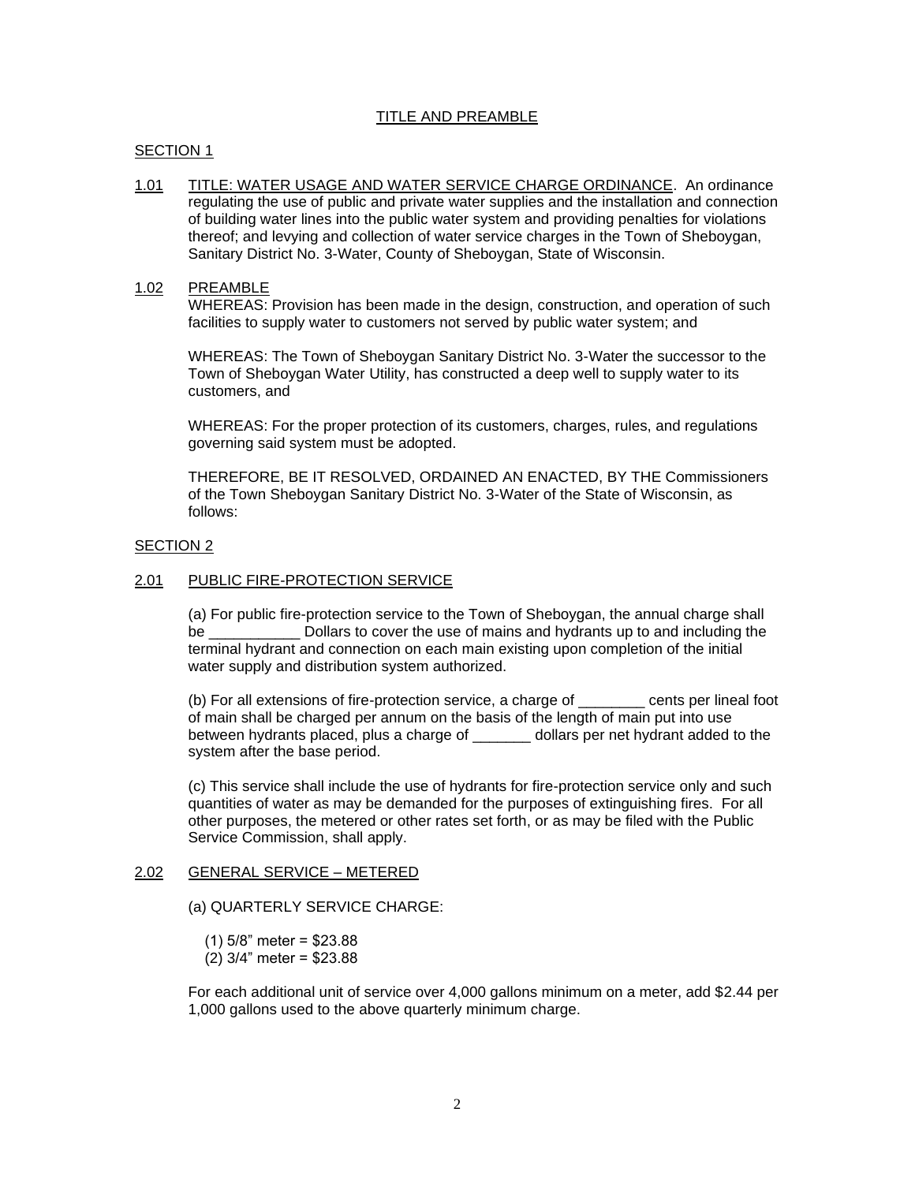## TITLE AND PREAMBLE

### SECTION 1

1.01 TITLE: WATER USAGE AND WATER SERVICE CHARGE ORDINANCE. An ordinance regulating the use of public and private water supplies and the installation and connection of building water lines into the public water system and providing penalties for violations thereof; and levying and collection of water service charges in the Town of Sheboygan, Sanitary District No. 3-Water, County of Sheboygan, State of Wisconsin.

1.02 PREAMBLE

WHEREAS: Provision has been made in the design, construction, and operation of such facilities to supply water to customers not served by public water system; and

WHEREAS: The Town of Sheboygan Sanitary District No. 3-Water the successor to the Town of Sheboygan Water Utility, has constructed a deep well to supply water to its customers, and

WHEREAS: For the proper protection of its customers, charges, rules, and regulations governing said system must be adopted.

THEREFORE, BE IT RESOLVED, ORDAINED AN ENACTED, BY THE Commissioners of the Town Sheboygan Sanitary District No. 3-Water of the State of Wisconsin, as follows:

### SECTION 2

2.01 PUBLIC FIRE-PROTECTION SERVICE

(a) For public fire-protection service to the Town of Sheboygan, the annual charge shall be ___________ Dollars to cover the use of mains and hydrants up to and including the terminal hydrant and connection on each main existing upon completion of the initial water supply and distribution system authorized.

(b) For all extensions of fire-protection service, a charge of ________ cents per lineal foot of main shall be charged per annum on the basis of the length of main put into use between hydrants placed, plus a charge of _______ dollars per net hydrant added to the system after the base period.

(c) This service shall include the use of hydrants for fire-protection service only and such quantities of water as may be demanded for the purposes of extinguishing fires. For all other purposes, the metered or other rates set forth, or as may be filed with the Public Service Commission, shall apply.

2.02 GENERAL SERVICE – METERED

(a) QUARTERLY SERVICE CHARGE:

(1) 5/8" meter = $23.88
(2) 3/4" meter = $23.88

For each additional unit of service over 4,000 gallons minimum on a meter, add $2.44 per 1,000 gallons used to the above quarterly minimum charge.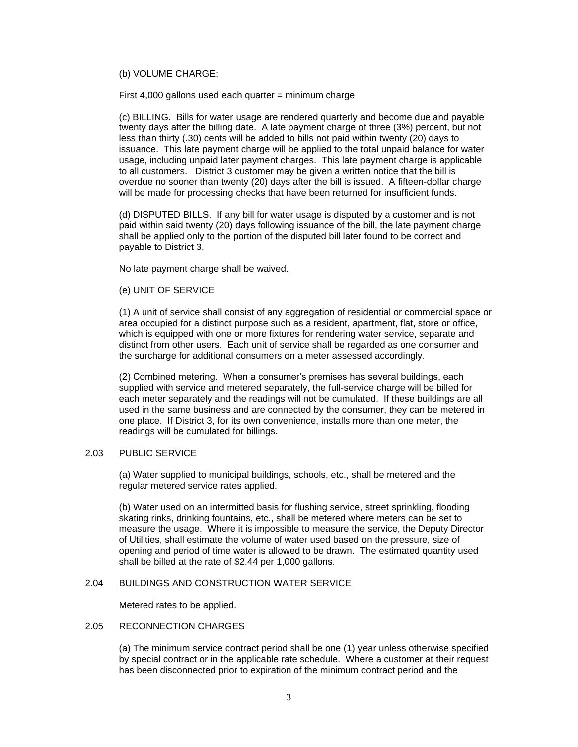(b) VOLUME CHARGE:

First 4,000 gallons used each quarter = minimum charge

(c) BILLING. Bills for water usage are rendered quarterly and become due and payable twenty days after the billing date. A late payment charge of three (3%) percent, but not less than thirty (.30) cents will be added to bills not paid within twenty (20) days to issuance. This late payment charge will be applied to the total unpaid balance for water usage, including unpaid later payment charges. This late payment charge is applicable to all customers. District 3 customer may be given a written notice that the bill is overdue no sooner than twenty (20) days after the bill is issued. A fifteen-dollar charge will be made for processing checks that have been returned for insufficient funds.

(d) DISPUTED BILLS. If any bill for water usage is disputed by a customer and is not paid within said twenty (20) days following issuance of the bill, the late payment charge shall be applied only to the portion of the disputed bill later found to be correct and payable to District 3.

No late payment charge shall be waived.

(e) UNIT OF SERVICE

(1) A unit of service shall consist of any aggregation of residential or commercial space or area occupied for a distinct purpose such as a resident, apartment, flat, store or office, which is equipped with one or more fixtures for rendering water service, separate and distinct from other users. Each unit of service shall be regarded as one consumer and the surcharge for additional consumers on a meter assessed accordingly.

(2) Combined metering. When a consumer's premises has several buildings, each supplied with service and metered separately, the full-service charge will be billed for each meter separately and the readings will not be cumulated. If these buildings are all used in the same business and are connected by the consumer, they can be metered in one place. If District 3, for its own convenience, installs more than one meter, the readings will be cumulated for billings.

## 2.03 PUBLIC SERVICE

(a) Water supplied to municipal buildings, schools, etc., shall be metered and the regular metered service rates applied.

(b) Water used on an intermitted basis for flushing service, street sprinkling, flooding skating rinks, drinking fountains, etc., shall be metered where meters can be set to measure the usage. Where it is impossible to measure the service, the Deputy Director of Utilities, shall estimate the volume of water used based on the pressure, size of opening and period of time water is allowed to be drawn. The estimated quantity used shall be billed at the rate of $2.44 per 1,000 gallons.

## 2.04 BUILDINGS AND CONSTRUCTION WATER SERVICE

Metered rates to be applied.

## 2.05 RECONNECTION CHARGES

(a) The minimum service contract period shall be one (1) year unless otherwise specified by special contract or in the applicable rate schedule. Where a customer at their request has been disconnected prior to expiration of the minimum contract period and the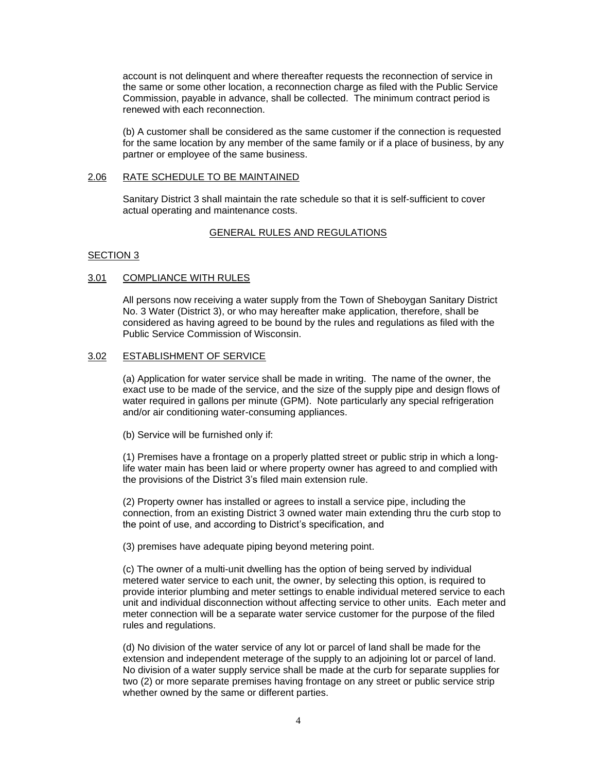account is not delinquent and where thereafter requests the reconnection of service in the same or some other location, a reconnection charge as filed with the Public Service Commission, payable in advance, shall be collected. The minimum contract period is renewed with each reconnection.

(b) A customer shall be considered as the same customer if the connection is requested for the same location by any member of the same family or if a place of business, by any partner or employee of the same business.

### 2.06 RATE SCHEDULE TO BE MAINTAINED

Sanitary District 3 shall maintain the rate schedule so that it is self-sufficient to cover actual operating and maintenance costs.

## GENERAL RULES AND REGULATIONS

## SECTION 3

### 3.01 COMPLIANCE WITH RULES

All persons now receiving a water supply from the Town of Sheboygan Sanitary District No. 3 Water (District 3), or who may hereafter make application, therefore, shall be considered as having agreed to be bound by the rules and regulations as filed with the Public Service Commission of Wisconsin.

### 3.02 ESTABLISHMENT OF SERVICE

(a) Application for water service shall be made in writing. The name of the owner, the exact use to be made of the service, and the size of the supply pipe and design flows of water required in gallons per minute (GPM). Note particularly any special refrigeration and/or air conditioning water-consuming appliances.

(b) Service will be furnished only if:

(1) Premises have a frontage on a properly platted street or public strip in which a long-life water main has been laid or where property owner has agreed to and complied with the provisions of the District 3's filed main extension rule.

(2) Property owner has installed or agrees to install a service pipe, including the connection, from an existing District 3 owned water main extending thru the curb stop to the point of use, and according to District's specification, and

(3) premises have adequate piping beyond metering point.

(c) The owner of a multi-unit dwelling has the option of being served by individual metered water service to each unit, the owner, by selecting this option, is required to provide interior plumbing and meter settings to enable individual metered service to each unit and individual disconnection without affecting service to other units. Each meter and meter connection will be a separate water service customer for the purpose of the filed rules and regulations.

(d) No division of the water service of any lot or parcel of land shall be made for the extension and independent meterage of the supply to an adjoining lot or parcel of land. No division of a water supply service shall be made at the curb for separate supplies for two (2) or more separate premises having frontage on any street or public service strip whether owned by the same or different parties.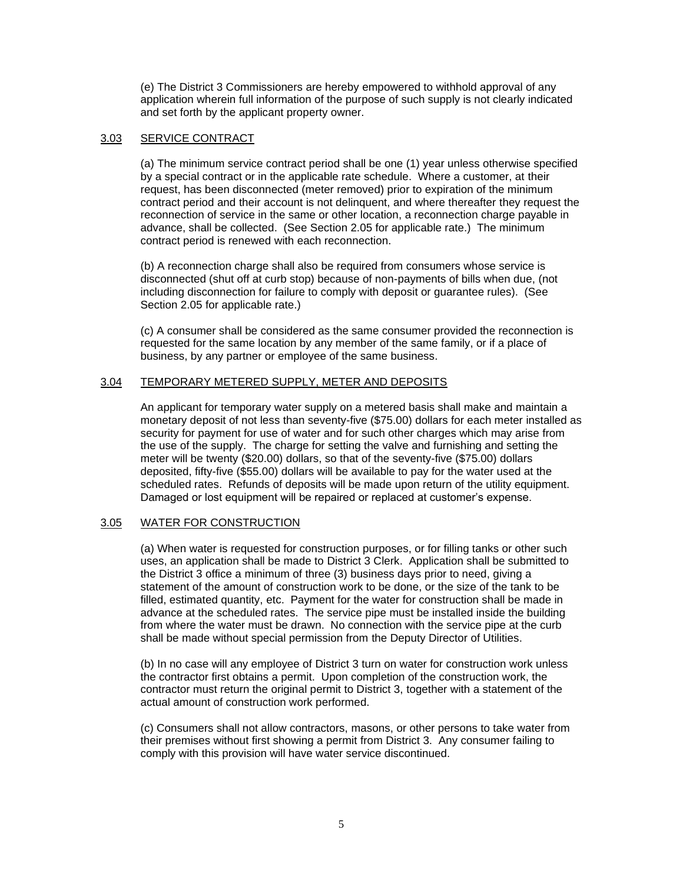(e) The District 3 Commissioners are hereby empowered to withhold approval of any application wherein full information of the purpose of such supply is not clearly indicated and set forth by the applicant property owner.

### 3.03 SERVICE CONTRACT

(a) The minimum service contract period shall be one (1) year unless otherwise specified by a special contract or in the applicable rate schedule. Where a customer, at their request, has been disconnected (meter removed) prior to expiration of the minimum contract period and their account is not delinquent, and where thereafter they request the reconnection of service in the same or other location, a reconnection charge payable in advance, shall be collected. (See Section 2.05 for applicable rate.) The minimum contract period is renewed with each reconnection.

(b) A reconnection charge shall also be required from consumers whose service is disconnected (shut off at curb stop) because of non-payments of bills when due, (not including disconnection for failure to comply with deposit or guarantee rules). (See Section 2.05 for applicable rate.)

(c) A consumer shall be considered as the same consumer provided the reconnection is requested for the same location by any member of the same family, or if a place of business, by any partner or employee of the same business.

### 3.04 TEMPORARY METERED SUPPLY, METER AND DEPOSITS

An applicant for temporary water supply on a metered basis shall make and maintain a monetary deposit of not less than seventy-five ($75.00) dollars for each meter installed as security for payment for use of water and for such other charges which may arise from the use of the supply. The charge for setting the valve and furnishing and setting the meter will be twenty ($20.00) dollars, so that of the seventy-five ($75.00) dollars deposited, fifty-five ($55.00) dollars will be available to pay for the water used at the scheduled rates. Refunds of deposits will be made upon return of the utility equipment. Damaged or lost equipment will be repaired or replaced at customer's expense.

### 3.05 WATER FOR CONSTRUCTION

(a) When water is requested for construction purposes, or for filling tanks or other such uses, an application shall be made to District 3 Clerk. Application shall be submitted to the District 3 office a minimum of three (3) business days prior to need, giving a statement of the amount of construction work to be done, or the size of the tank to be filled, estimated quantity, etc. Payment for the water for construction shall be made in advance at the scheduled rates. The service pipe must be installed inside the building from where the water must be drawn. No connection with the service pipe at the curb shall be made without special permission from the Deputy Director of Utilities.

(b) In no case will any employee of District 3 turn on water for construction work unless the contractor first obtains a permit. Upon completion of the construction work, the contractor must return the original permit to District 3, together with a statement of the actual amount of construction work performed.

(c) Consumers shall not allow contractors, masons, or other persons to take water from their premises without first showing a permit from District 3. Any consumer failing to comply with this provision will have water service discontinued.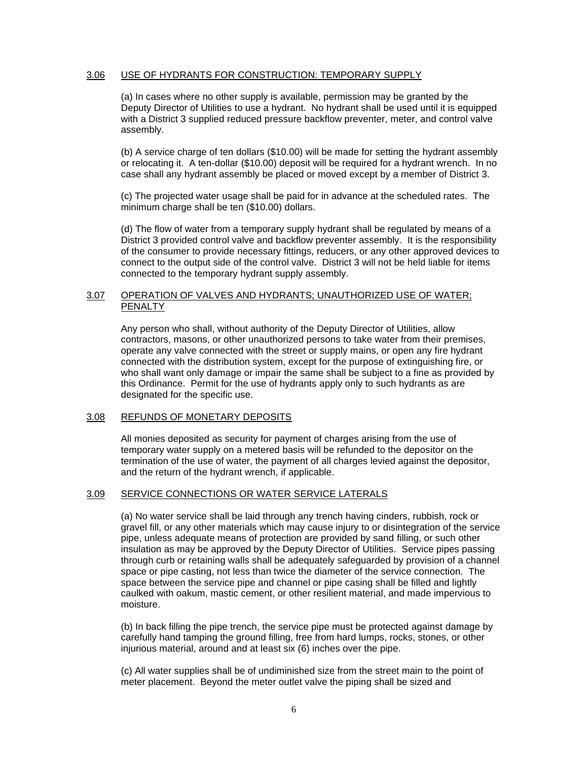### 3.06 USE OF HYDRANTS FOR CONSTRUCTION: TEMPORARY SUPPLY

(a) In cases where no other supply is available, permission may be granted by the Deputy Director of Utilities to use a hydrant. No hydrant shall be used until it is equipped with a District 3 supplied reduced pressure backflow preventer, meter, and control valve assembly.

(b) A service charge of ten dollars ($10.00) will be made for setting the hydrant assembly or relocating it. A ten-dollar ($10.00) deposit will be required for a hydrant wrench. In no case shall any hydrant assembly be placed or moved except by a member of District 3.

(c) The projected water usage shall be paid for in advance at the scheduled rates. The minimum charge shall be ten ($10.00) dollars.

(d) The flow of water from a temporary supply hydrant shall be regulated by means of a District 3 provided control valve and backflow preventer assembly. It is the responsibility of the consumer to provide necessary fittings, reducers, or any other approved devices to connect to the output side of the control valve. District 3 will not be held liable for items connected to the temporary hydrant supply assembly.

### 3.07 OPERATION OF VALVES AND HYDRANTS; UNAUTHORIZED USE OF WATER; PENALTY

Any person who shall, without authority of the Deputy Director of Utilities, allow contractors, masons, or other unauthorized persons to take water from their premises, operate any valve connected with the street or supply mains, or open any fire hydrant connected with the distribution system, except for the purpose of extinguishing fire, or who shall want only damage or impair the same shall be subject to a fine as provided by this Ordinance. Permit for the use of hydrants apply only to such hydrants as are designated for the specific use.

### 3.08 REFUNDS OF MONETARY DEPOSITS

All monies deposited as security for payment of charges arising from the use of temporary water supply on a metered basis will be refunded to the depositor on the termination of the use of water, the payment of all charges levied against the depositor, and the return of the hydrant wrench, if applicable.

### 3.09 SERVICE CONNECTIONS OR WATER SERVICE LATERALS

(a) No water service shall be laid through any trench having cinders, rubbish, rock or gravel fill, or any other materials which may cause injury to or disintegration of the service pipe, unless adequate means of protection are provided by sand filling, or such other insulation as may be approved by the Deputy Director of Utilities. Service pipes passing through curb or retaining walls shall be adequately safeguarded by provision of a channel space or pipe casting, not less than twice the diameter of the service connection. The space between the service pipe and channel or pipe casing shall be filled and lightly caulked with oakum, mastic cement, or other resilient material, and made impervious to moisture.

(b) In back filling the pipe trench, the service pipe must be protected against damage by carefully hand tamping the ground filling, free from hard lumps, rocks, stones, or other injurious material, around and at least six (6) inches over the pipe.

(c) All water supplies shall be of undiminished size from the street main to the point of meter placement. Beyond the meter outlet valve the piping shall be sized and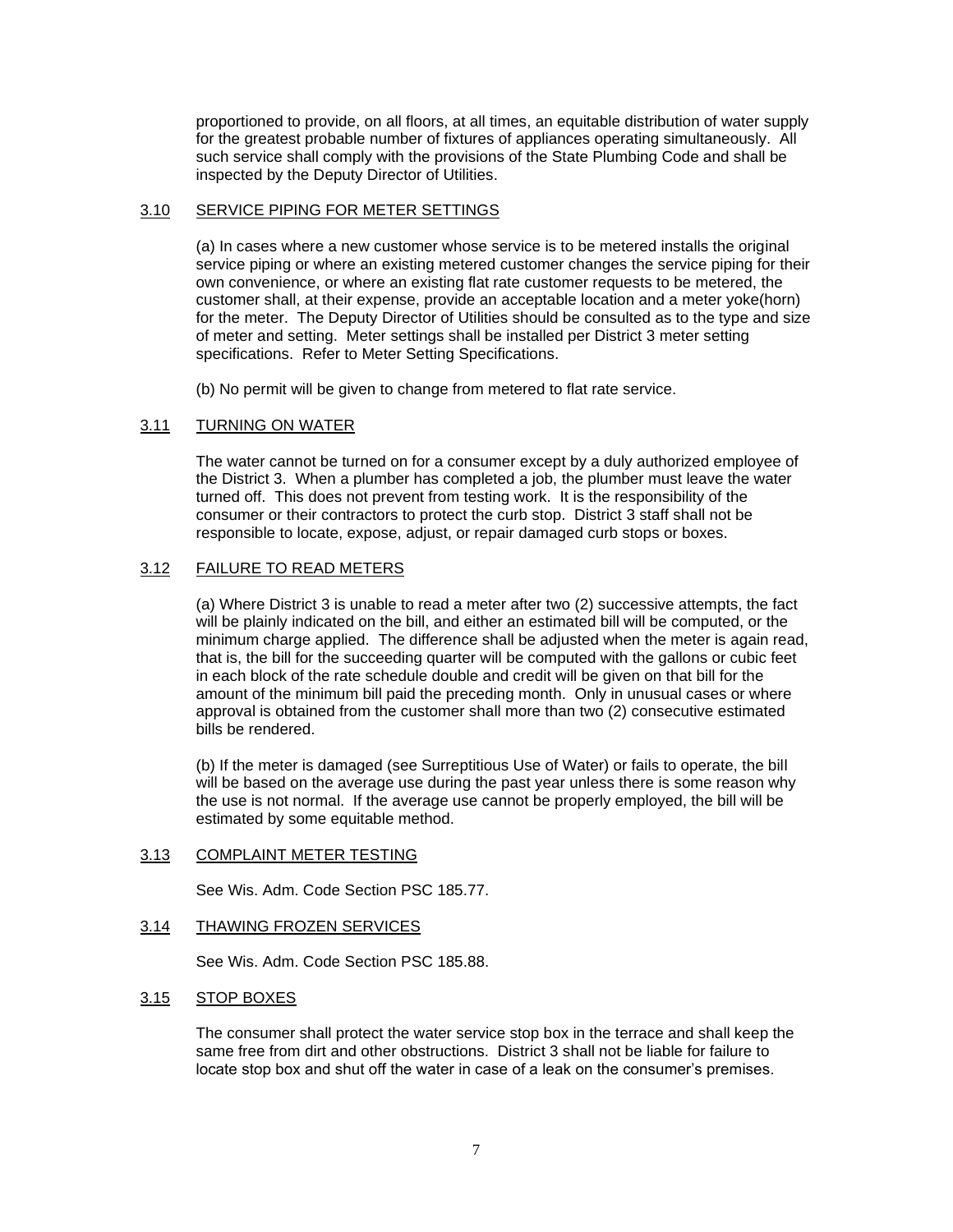proportioned to provide, on all floors, at all times, an equitable distribution of water supply for the greatest probable number of fixtures of appliances operating simultaneously. All such service shall comply with the provisions of the State Plumbing Code and shall be inspected by the Deputy Director of Utilities.

## 3.10 SERVICE PIPING FOR METER SETTINGS

(a) In cases where a new customer whose service is to be metered installs the original service piping or where an existing metered customer changes the service piping for their own convenience, or where an existing flat rate customer requests to be metered, the customer shall, at their expense, provide an acceptable location and a meter yoke(horn) for the meter. The Deputy Director of Utilities should be consulted as to the type and size of meter and setting. Meter settings shall be installed per District 3 meter setting specifications. Refer to Meter Setting Specifications.

(b) No permit will be given to change from metered to flat rate service.

## 3.11 TURNING ON WATER

The water cannot be turned on for a consumer except by a duly authorized employee of the District 3. When a plumber has completed a job, the plumber must leave the water turned off. This does not prevent from testing work. It is the responsibility of the consumer or their contractors to protect the curb stop. District 3 staff shall not be responsible to locate, expose, adjust, or repair damaged curb stops or boxes.

## 3.12 FAILURE TO READ METERS

(a) Where District 3 is unable to read a meter after two (2) successive attempts, the fact will be plainly indicated on the bill, and either an estimated bill will be computed, or the minimum charge applied. The difference shall be adjusted when the meter is again read, that is, the bill for the succeeding quarter will be computed with the gallons or cubic feet in each block of the rate schedule double and credit will be given on that bill for the amount of the minimum bill paid the preceding month. Only in unusual cases or where approval is obtained from the customer shall more than two (2) consecutive estimated bills be rendered.

(b) If the meter is damaged (see Surreptitious Use of Water) or fails to operate, the bill will be based on the average use during the past year unless there is some reason why the use is not normal. If the average use cannot be properly employed, the bill will be estimated by some equitable method.

## 3.13 COMPLAINT METER TESTING

See Wis. Adm. Code Section PSC 185.77.

## 3.14 THAWING FROZEN SERVICES

See Wis. Adm. Code Section PSC 185.88.

## 3.15 STOP BOXES

The consumer shall protect the water service stop box in the terrace and shall keep the same free from dirt and other obstructions. District 3 shall not be liable for failure to locate stop box and shut off the water in case of a leak on the consumer's premises.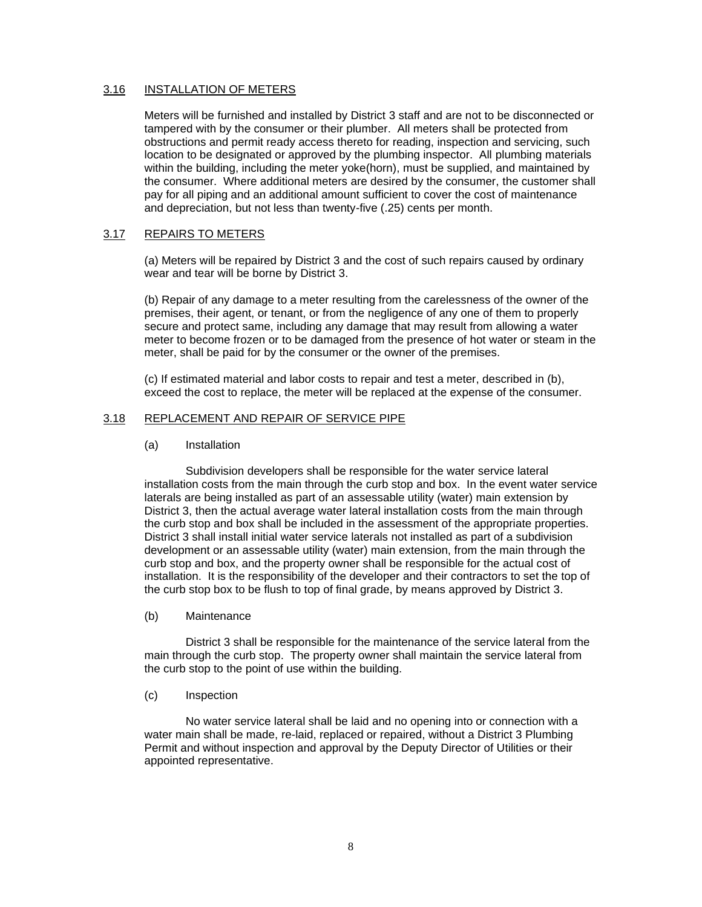## 3.16 INSTALLATION OF METERS

Meters will be furnished and installed by District 3 staff and are not to be disconnected or tampered with by the consumer or their plumber. All meters shall be protected from obstructions and permit ready access thereto for reading, inspection and servicing, such location to be designated or approved by the plumbing inspector. All plumbing materials within the building, including the meter yoke(horn), must be supplied, and maintained by the consumer. Where additional meters are desired by the consumer, the customer shall pay for all piping and an additional amount sufficient to cover the cost of maintenance and depreciation, but not less than twenty-five (.25) cents per month.

## 3.17 REPAIRS TO METERS

(a) Meters will be repaired by District 3 and the cost of such repairs caused by ordinary wear and tear will be borne by District 3.

(b) Repair of any damage to a meter resulting from the carelessness of the owner of the premises, their agent, or tenant, or from the negligence of any one of them to properly secure and protect same, including any damage that may result from allowing a water meter to become frozen or to be damaged from the presence of hot water or steam in the meter, shall be paid for by the consumer or the owner of the premises.

(c) If estimated material and labor costs to repair and test a meter, described in (b), exceed the cost to replace, the meter will be replaced at the expense of the consumer.

## 3.18 REPLACEMENT AND REPAIR OF SERVICE PIPE

(a) Installation

Subdivision developers shall be responsible for the water service lateral installation costs from the main through the curb stop and box. In the event water service laterals are being installed as part of an assessable utility (water) main extension by District 3, then the actual average water lateral installation costs from the main through the curb stop and box shall be included in the assessment of the appropriate properties. District 3 shall install initial water service laterals not installed as part of a subdivision development or an assessable utility (water) main extension, from the main through the curb stop and box, and the property owner shall be responsible for the actual cost of installation. It is the responsibility of the developer and their contractors to set the top of the curb stop box to be flush to top of final grade, by means approved by District 3.

(b) Maintenance

District 3 shall be responsible for the maintenance of the service lateral from the main through the curb stop. The property owner shall maintain the service lateral from the curb stop to the point of use within the building.

(c) Inspection

No water service lateral shall be laid and no opening into or connection with a water main shall be made, re-laid, replaced or repaired, without a District 3 Plumbing Permit and without inspection and approval by the Deputy Director of Utilities or their appointed representative.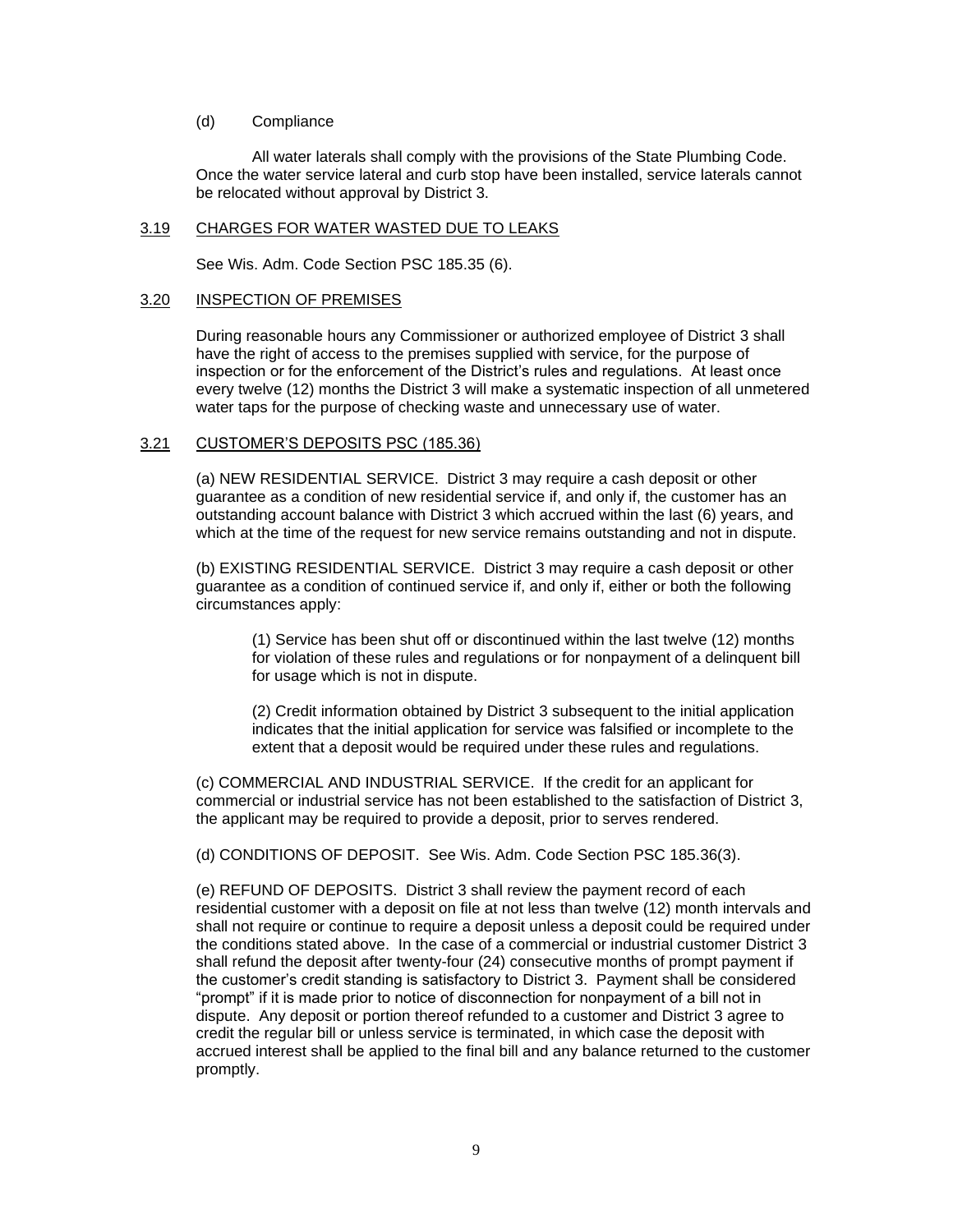(d) Compliance

All water laterals shall comply with the provisions of the State Plumbing Code. Once the water service lateral and curb stop have been installed, service laterals cannot be relocated without approval by District 3.

## 3.19 CHARGES FOR WATER WASTED DUE TO LEAKS

See Wis. Adm. Code Section PSC 185.35 (6).

## 3.20 INSPECTION OF PREMISES

During reasonable hours any Commissioner or authorized employee of District 3 shall have the right of access to the premises supplied with service, for the purpose of inspection or for the enforcement of the District's rules and regulations. At least once every twelve (12) months the District 3 will make a systematic inspection of all unmetered water taps for the purpose of checking waste and unnecessary use of water.

## 3.21 CUSTOMER'S DEPOSITS PSC (185.36)

(a) NEW RESIDENTIAL SERVICE. District 3 may require a cash deposit or other guarantee as a condition of new residential service if, and only if, the customer has an outstanding account balance with District 3 which accrued within the last (6) years, and which at the time of the request for new service remains outstanding and not in dispute.

(b) EXISTING RESIDENTIAL SERVICE. District 3 may require a cash deposit or other guarantee as a condition of continued service if, and only if, either or both the following circumstances apply:

(1) Service has been shut off or discontinued within the last twelve (12) months for violation of these rules and regulations or for nonpayment of a delinquent bill for usage which is not in dispute.

(2) Credit information obtained by District 3 subsequent to the initial application indicates that the initial application for service was falsified or incomplete to the extent that a deposit would be required under these rules and regulations.

(c) COMMERCIAL AND INDUSTRIAL SERVICE. If the credit for an applicant for commercial or industrial service has not been established to the satisfaction of District 3, the applicant may be required to provide a deposit, prior to serves rendered.

(d) CONDITIONS OF DEPOSIT. See Wis. Adm. Code Section PSC 185.36(3).

(e) REFUND OF DEPOSITS. District 3 shall review the payment record of each residential customer with a deposit on file at not less than twelve (12) month intervals and shall not require or continue to require a deposit unless a deposit could be required under the conditions stated above. In the case of a commercial or industrial customer District 3 shall refund the deposit after twenty-four (24) consecutive months of prompt payment if the customer's credit standing is satisfactory to District 3. Payment shall be considered "prompt" if it is made prior to notice of disconnection for nonpayment of a bill not in dispute. Any deposit or portion thereof refunded to a customer and District 3 agree to credit the regular bill or unless service is terminated, in which case the deposit with accrued interest shall be applied to the final bill and any balance returned to the customer promptly.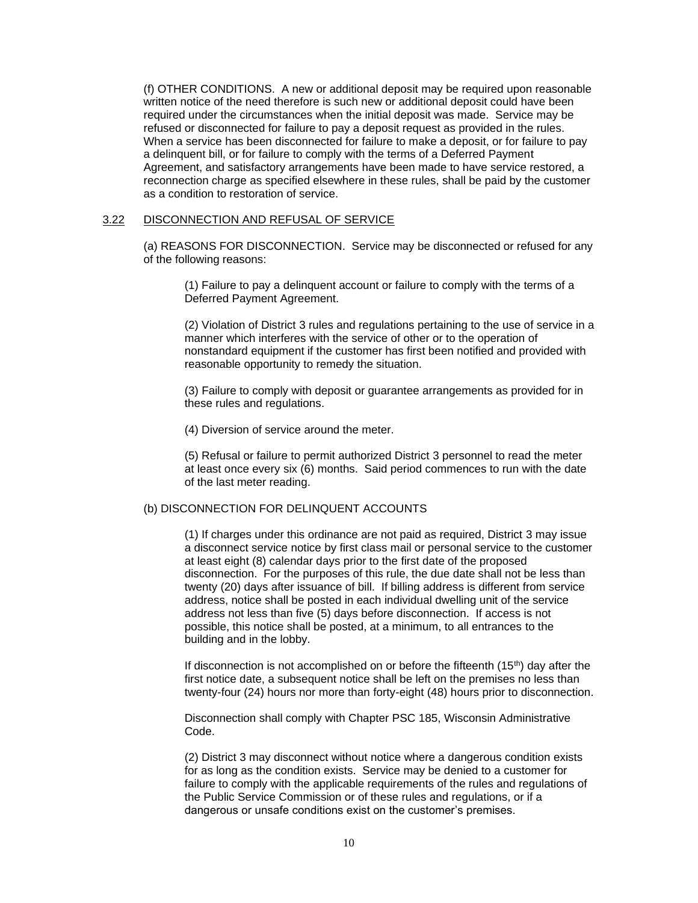(f) OTHER CONDITIONS. A new or additional deposit may be required upon reasonable written notice of the need therefore is such new or additional deposit could have been required under the circumstances when the initial deposit was made. Service may be refused or disconnected for failure to pay a deposit request as provided in the rules. When a service has been disconnected for failure to make a deposit, or for failure to pay a delinquent bill, or for failure to comply with the terms of a Deferred Payment Agreement, and satisfactory arrangements have been made to have service restored, a reconnection charge as specified elsewhere in these rules, shall be paid by the customer as a condition to restoration of service.

## 3.22 DISCONNECTION AND REFUSAL OF SERVICE

(a) REASONS FOR DISCONNECTION. Service may be disconnected or refused for any of the following reasons:

(1) Failure to pay a delinquent account or failure to comply with the terms of a Deferred Payment Agreement.

(2) Violation of District 3 rules and regulations pertaining to the use of service in a manner which interferes with the service of other or to the operation of nonstandard equipment if the customer has first been notified and provided with reasonable opportunity to remedy the situation.

(3) Failure to comply with deposit or guarantee arrangements as provided for in these rules and regulations.

(4) Diversion of service around the meter.

(5) Refusal or failure to permit authorized District 3 personnel to read the meter at least once every six (6) months. Said period commences to run with the date of the last meter reading.

(b) DISCONNECTION FOR DELINQUENT ACCOUNTS

(1) If charges under this ordinance are not paid as required, District 3 may issue a disconnect service notice by first class mail or personal service to the customer at least eight (8) calendar days prior to the first date of the proposed disconnection. For the purposes of this rule, the due date shall not be less than twenty (20) days after issuance of bill. If billing address is different from service address, notice shall be posted in each individual dwelling unit of the service address not less than five (5) days before disconnection. If access is not possible, this notice shall be posted, at a minimum, to all entrances to the building and in the lobby.

If disconnection is not accomplished on or before the fifteenth (15th) day after the first notice date, a subsequent notice shall be left on the premises no less than twenty-four (24) hours nor more than forty-eight (48) hours prior to disconnection.

Disconnection shall comply with Chapter PSC 185, Wisconsin Administrative Code.

(2) District 3 may disconnect without notice where a dangerous condition exists for as long as the condition exists. Service may be denied to a customer for failure to comply with the applicable requirements of the rules and regulations of the Public Service Commission or of these rules and regulations, or if a dangerous or unsafe conditions exist on the customer's premises.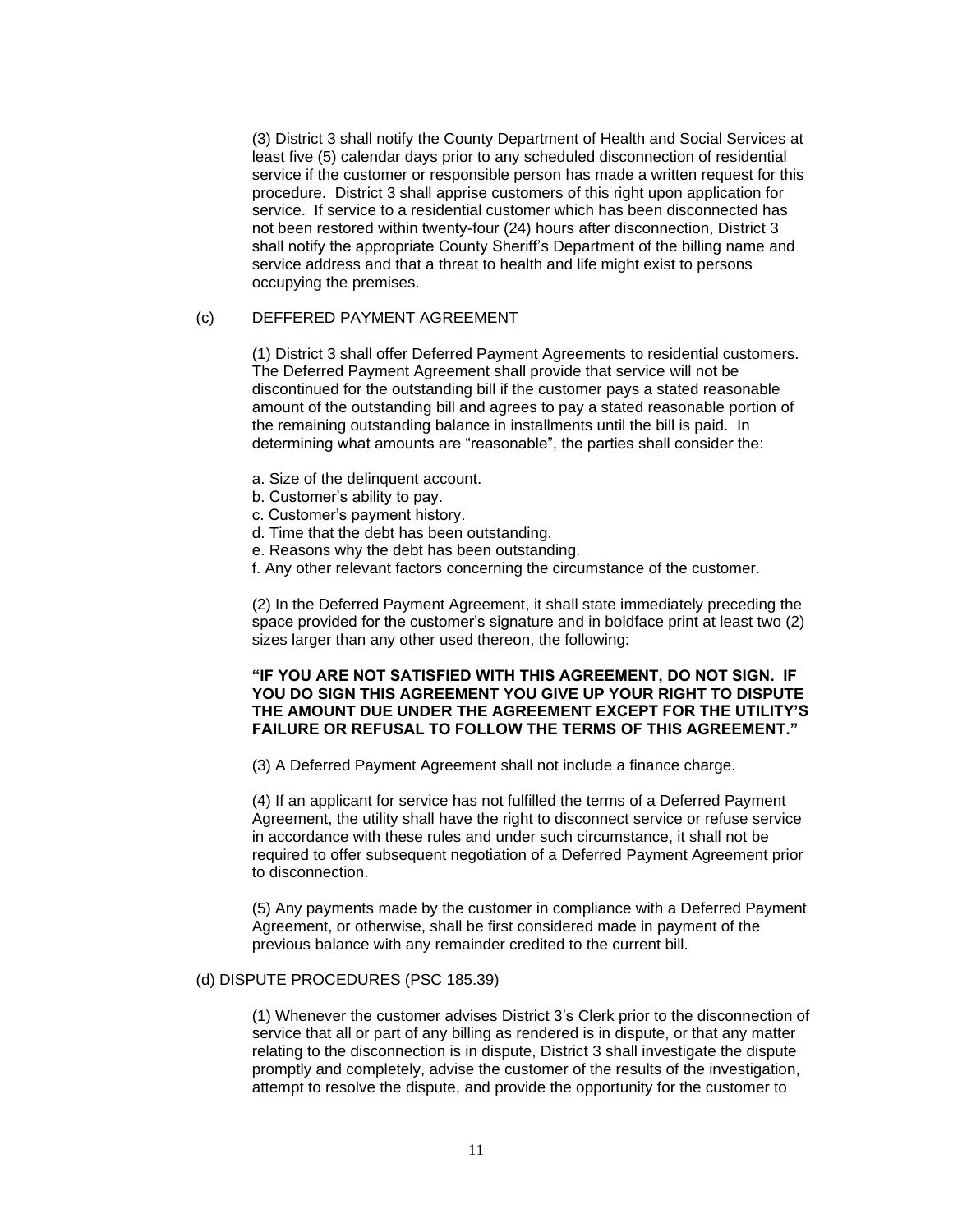(3) District 3 shall notify the County Department of Health and Social Services at least five (5) calendar days prior to any scheduled disconnection of residential service if the customer or responsible person has made a written request for this procedure. District 3 shall apprise customers of this right upon application for service. If service to a residential customer which has been disconnected has not been restored within twenty-four (24) hours after disconnection, District 3 shall notify the appropriate County Sheriff's Department of the billing name and service address and that a threat to health and life might exist to persons occupying the premises.

(c) DEFFERED PAYMENT AGREEMENT

(1) District 3 shall offer Deferred Payment Agreements to residential customers. The Deferred Payment Agreement shall provide that service will not be discontinued for the outstanding bill if the customer pays a stated reasonable amount of the outstanding bill and agrees to pay a stated reasonable portion of the remaining outstanding balance in installments until the bill is paid. In determining what amounts are "reasonable", the parties shall consider the:

a. Size of the delinquent account.
b. Customer's ability to pay.
c. Customer's payment history.
d. Time that the debt has been outstanding.
e. Reasons why the debt has been outstanding.
f. Any other relevant factors concerning the circumstance of the customer.

(2) In the Deferred Payment Agreement, it shall state immediately preceding the space provided for the customer's signature and in boldface print at least two (2) sizes larger than any other used thereon, the following:

**"IF YOU ARE NOT SATISFIED WITH THIS AGREEMENT, DO NOT SIGN. IF YOU DO SIGN THIS AGREEMENT YOU GIVE UP YOUR RIGHT TO DISPUTE THE AMOUNT DUE UNDER THE AGREEMENT EXCEPT FOR THE UTILITY'S FAILURE OR REFUSAL TO FOLLOW THE TERMS OF THIS AGREEMENT."**

(3) A Deferred Payment Agreement shall not include a finance charge.

(4) If an applicant for service has not fulfilled the terms of a Deferred Payment Agreement, the utility shall have the right to disconnect service or refuse service in accordance with these rules and under such circumstance, it shall not be required to offer subsequent negotiation of a Deferred Payment Agreement prior to disconnection.

(5) Any payments made by the customer in compliance with a Deferred Payment Agreement, or otherwise, shall be first considered made in payment of the previous balance with any remainder credited to the current bill.

(d) DISPUTE PROCEDURES (PSC 185.39)

(1) Whenever the customer advises District 3's Clerk prior to the disconnection of service that all or part of any billing as rendered is in dispute, or that any matter relating to the disconnection is in dispute, District 3 shall investigate the dispute promptly and completely, advise the customer of the results of the investigation, attempt to resolve the dispute, and provide the opportunity for the customer to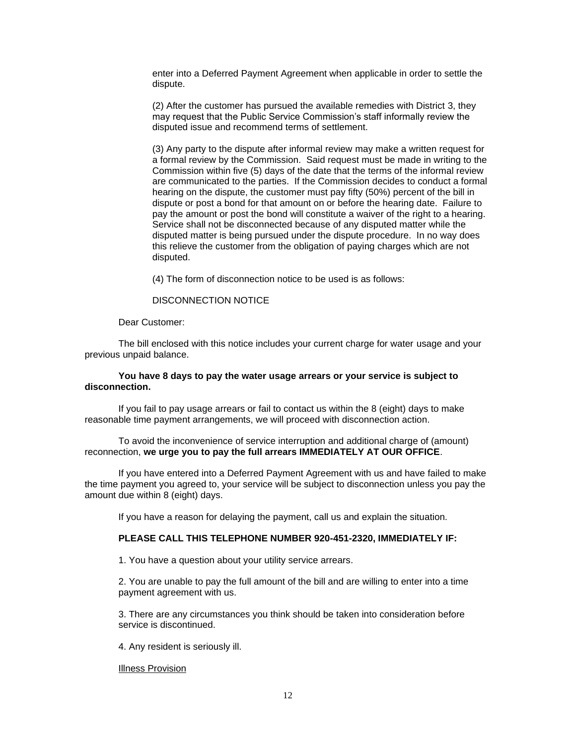enter into a Deferred Payment Agreement when applicable in order to settle the dispute.

(2) After the customer has pursued the available remedies with District 3, they may request that the Public Service Commission's staff informally review the disputed issue and recommend terms of settlement.

(3) Any party to the dispute after informal review may make a written request for a formal review by the Commission. Said request must be made in writing to the Commission within five (5) days of the date that the terms of the informal review are communicated to the parties. If the Commission decides to conduct a formal hearing on the dispute, the customer must pay fifty (50%) percent of the bill in dispute or post a bond for that amount on or before the hearing date. Failure to pay the amount or post the bond will constitute a waiver of the right to a hearing. Service shall not be disconnected because of any disputed matter while the disputed matter is being pursued under the dispute procedure. In no way does this relieve the customer from the obligation of paying charges which are not disputed.

(4) The form of disconnection notice to be used is as follows:

DISCONNECTION NOTICE

Dear Customer:

The bill enclosed with this notice includes your current charge for water usage and your previous unpaid balance.

**You have 8 days to pay the water usage arrears or your service is subject to disconnection.**

If you fail to pay usage arrears or fail to contact us within the 8 (eight) days to make reasonable time payment arrangements, we will proceed with disconnection action.

To avoid the inconvenience of service interruption and additional charge of (amount) reconnection, **we urge you to pay the full arrears IMMEDIATELY AT OUR OFFICE**.

If you have entered into a Deferred Payment Agreement with us and have failed to make the time payment you agreed to, your service will be subject to disconnection unless you pay the amount due within 8 (eight) days.

If you have a reason for delaying the payment, call us and explain the situation.

**PLEASE CALL THIS TELEPHONE NUMBER 920-451-2320, IMMEDIATELY IF:**

1. You have a question about your utility service arrears.

2. You are unable to pay the full amount of the bill and are willing to enter into a time payment agreement with us.

3. There are any circumstances you think should be taken into consideration before service is discontinued.

4. Any resident is seriously ill.

Illness Provision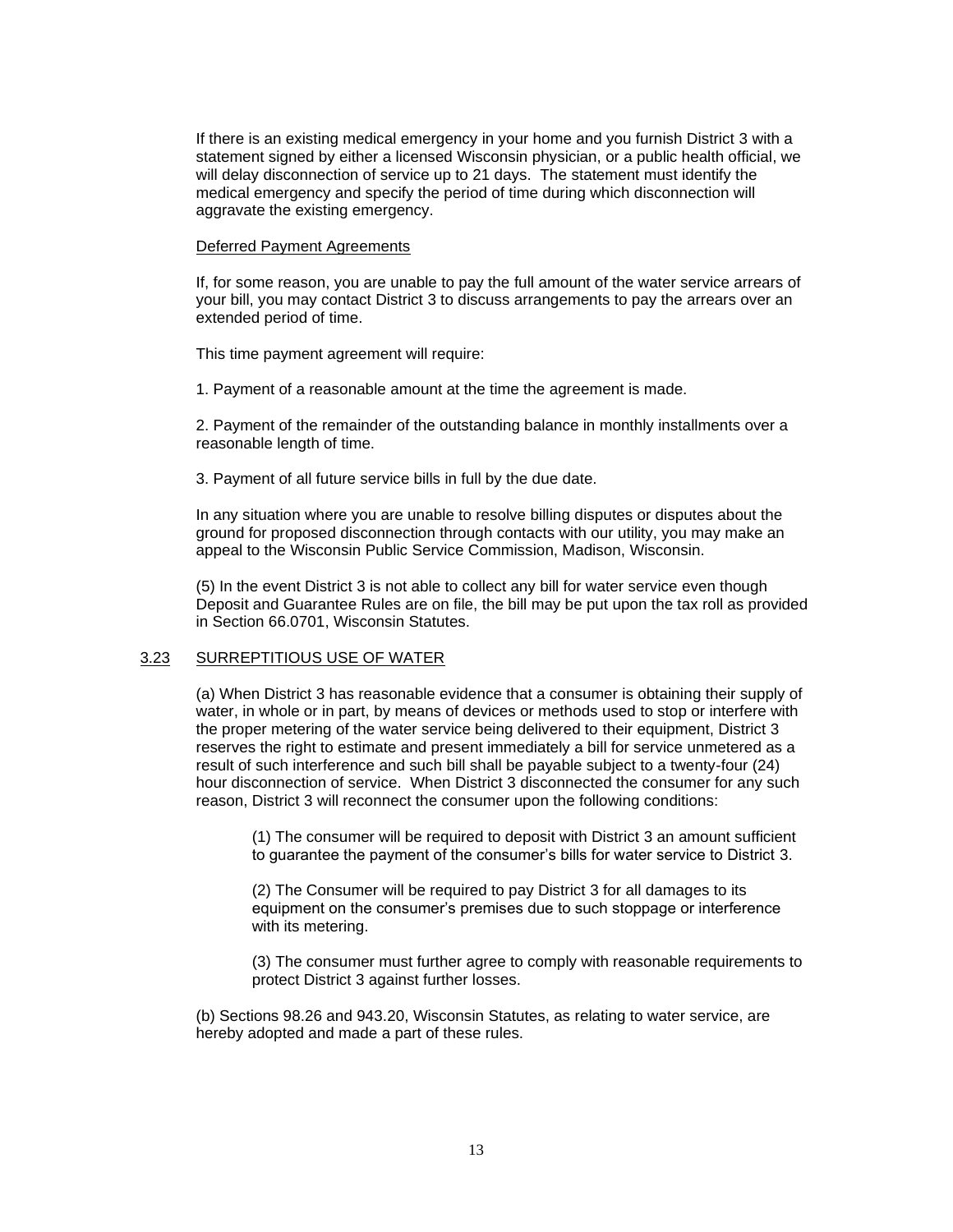If there is an existing medical emergency in your home and you furnish District 3 with a statement signed by either a licensed Wisconsin physician, or a public health official, we will delay disconnection of service up to 21 days. The statement must identify the medical emergency and specify the period of time during which disconnection will aggravate the existing emergency.

<u>Deferred Payment Agreements</u>

If, for some reason, you are unable to pay the full amount of the water service arrears of your bill, you may contact District 3 to discuss arrangements to pay the arrears over an extended period of time.

This time payment agreement will require:

1. Payment of a reasonable amount at the time the agreement is made.

2. Payment of the remainder of the outstanding balance in monthly installments over a reasonable length of time.

3. Payment of all future service bills in full by the due date.

In any situation where you are unable to resolve billing disputes or disputes about the ground for proposed disconnection through contacts with our utility, you may make an appeal to the Wisconsin Public Service Commission, Madison, Wisconsin.

(5) In the event District 3 is not able to collect any bill for water service even though Deposit and Guarantee Rules are on file, the bill may be put upon the tax roll as provided in Section 66.0701, Wisconsin Statutes.

## <u>3.23</u> <u>SURREPTITIOUS USE OF WATER</u>

(a) When District 3 has reasonable evidence that a consumer is obtaining their supply of water, in whole or in part, by means of devices or methods used to stop or interfere with the proper metering of the water service being delivered to their equipment, District 3 reserves the right to estimate and present immediately a bill for service unmetered as a result of such interference and such bill shall be payable subject to a twenty-four (24) hour disconnection of service. When District 3 disconnected the consumer for any such reason, District 3 will reconnect the consumer upon the following conditions:

> (1) The consumer will be required to deposit with District 3 an amount sufficient to guarantee the payment of the consumer's bills for water service to District 3.
>
> (2) The Consumer will be required to pay District 3 for all damages to its equipment on the consumer's premises due to such stoppage or interference with its metering.
>
> (3) The consumer must further agree to comply with reasonable requirements to protect District 3 against further losses.

(b) Sections 98.26 and 943.20, Wisconsin Statutes, as relating to water service, are hereby adopted and made a part of these rules.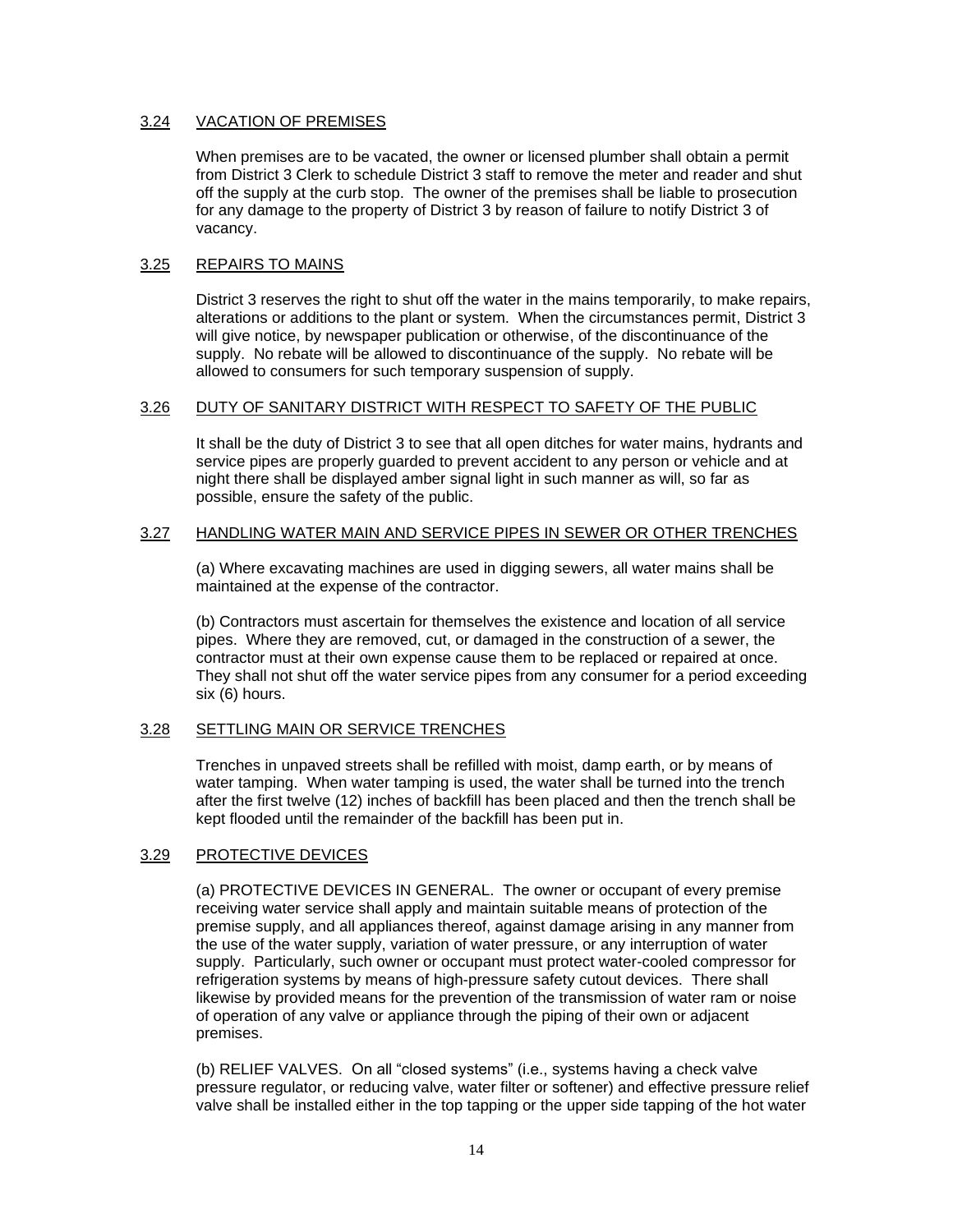### 3.24 VACATION OF PREMISES

When premises are to be vacated, the owner or licensed plumber shall obtain a permit from District 3 Clerk to schedule District 3 staff to remove the meter and reader and shut off the supply at the curb stop. The owner of the premises shall be liable to prosecution for any damage to the property of District 3 by reason of failure to notify District 3 of vacancy.

### 3.25 REPAIRS TO MAINS

District 3 reserves the right to shut off the water in the mains temporarily, to make repairs, alterations or additions to the plant or system. When the circumstances permit, District 3 will give notice, by newspaper publication or otherwise, of the discontinuance of the supply. No rebate will be allowed to discontinuance of the supply. No rebate will be allowed to consumers for such temporary suspension of supply.

### 3.26 DUTY OF SANITARY DISTRICT WITH RESPECT TO SAFETY OF THE PUBLIC

It shall be the duty of District 3 to see that all open ditches for water mains, hydrants and service pipes are properly guarded to prevent accident to any person or vehicle and at night there shall be displayed amber signal light in such manner as will, so far as possible, ensure the safety of the public.

### 3.27 HANDLING WATER MAIN AND SERVICE PIPES IN SEWER OR OTHER TRENCHES

(a) Where excavating machines are used in digging sewers, all water mains shall be maintained at the expense of the contractor.

(b) Contractors must ascertain for themselves the existence and location of all service pipes. Where they are removed, cut, or damaged in the construction of a sewer, the contractor must at their own expense cause them to be replaced or repaired at once. They shall not shut off the water service pipes from any consumer for a period exceeding six (6) hours.

### 3.28 SETTLING MAIN OR SERVICE TRENCHES

Trenches in unpaved streets shall be refilled with moist, damp earth, or by means of water tamping. When water tamping is used, the water shall be turned into the trench after the first twelve (12) inches of backfill has been placed and then the trench shall be kept flooded until the remainder of the backfill has been put in.

### 3.29 PROTECTIVE DEVICES

(a) PROTECTIVE DEVICES IN GENERAL. The owner or occupant of every premise receiving water service shall apply and maintain suitable means of protection of the premise supply, and all appliances thereof, against damage arising in any manner from the use of the water supply, variation of water pressure, or any interruption of water supply. Particularly, such owner or occupant must protect water-cooled compressor for refrigeration systems by means of high-pressure safety cutout devices. There shall likewise by provided means for the prevention of the transmission of water ram or noise of operation of any valve or appliance through the piping of their own or adjacent premises.

(b) RELIEF VALVES. On all "closed systems" (i.e., systems having a check valve pressure regulator, or reducing valve, water filter or softener) and effective pressure relief valve shall be installed either in the top tapping or the upper side tapping of the hot water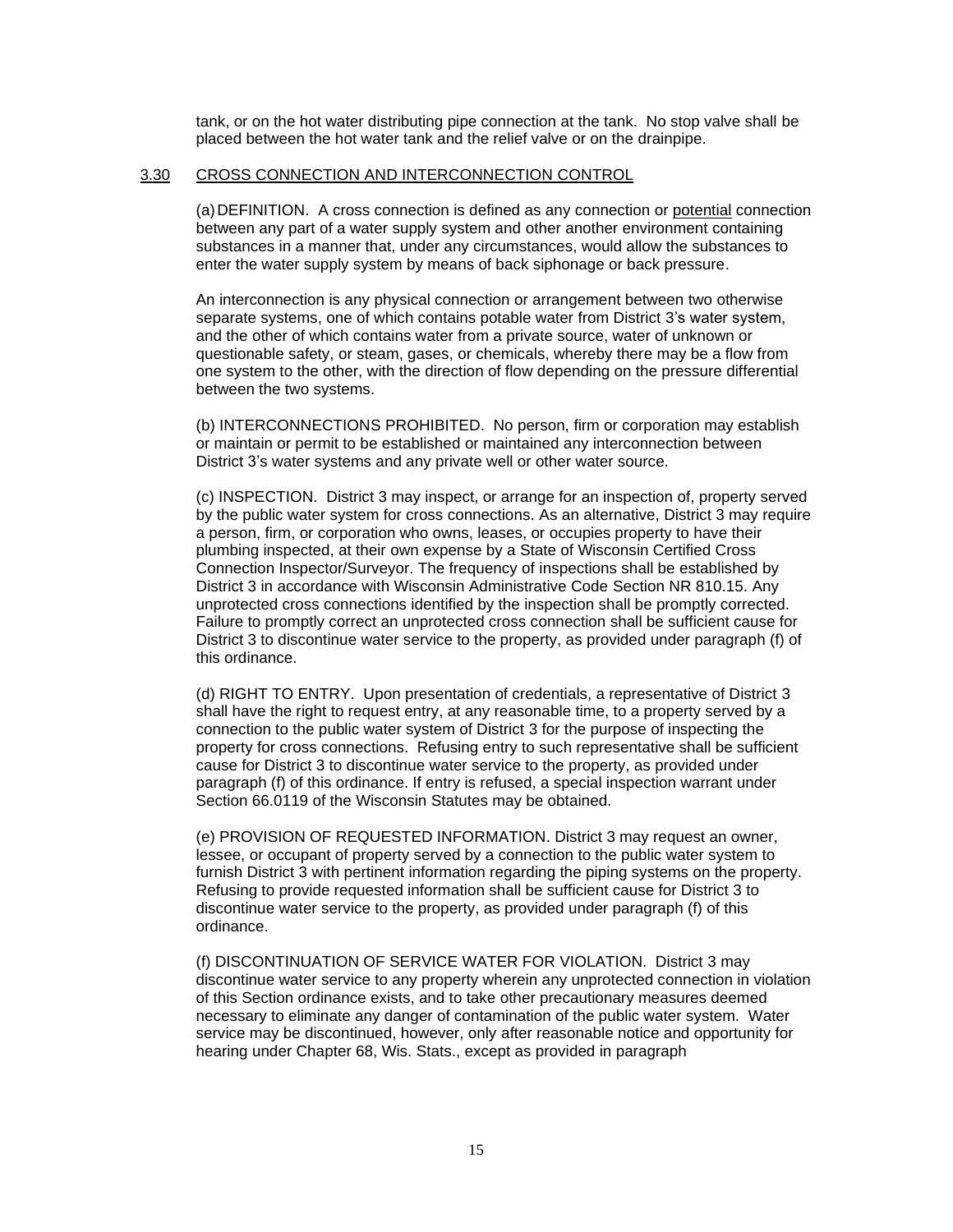tank, or on the hot water distributing pipe connection at the tank. No stop valve shall be placed between the hot water tank and the relief valve or on the drainpipe.

## 3.30 CROSS CONNECTION AND INTERCONNECTION CONTROL

(a) DEFINITION. A cross connection is defined as any connection or potential connection between any part of a water supply system and other another environment containing substances in a manner that, under any circumstances, would allow the substances to enter the water supply system by means of back siphonage or back pressure.

An interconnection is any physical connection or arrangement between two otherwise separate systems, one of which contains potable water from District 3's water system, and the other of which contains water from a private source, water of unknown or questionable safety, or steam, gases, or chemicals, whereby there may be a flow from one system to the other, with the direction of flow depending on the pressure differential between the two systems.

(b) INTERCONNECTIONS PROHIBITED. No person, firm or corporation may establish or maintain or permit to be established or maintained any interconnection between District 3's water systems and any private well or other water source.

(c) INSPECTION. District 3 may inspect, or arrange for an inspection of, property served by the public water system for cross connections. As an alternative, District 3 may require a person, firm, or corporation who owns, leases, or occupies property to have their plumbing inspected, at their own expense by a State of Wisconsin Certified Cross Connection Inspector/Surveyor. The frequency of inspections shall be established by District 3 in accordance with Wisconsin Administrative Code Section NR 810.15. Any unprotected cross connections identified by the inspection shall be promptly corrected. Failure to promptly correct an unprotected cross connection shall be sufficient cause for District 3 to discontinue water service to the property, as provided under paragraph (f) of this ordinance.

(d) RIGHT TO ENTRY. Upon presentation of credentials, a representative of District 3 shall have the right to request entry, at any reasonable time, to a property served by a connection to the public water system of District 3 for the purpose of inspecting the property for cross connections. Refusing entry to such representative shall be sufficient cause for District 3 to discontinue water service to the property, as provided under paragraph (f) of this ordinance. If entry is refused, a special inspection warrant under Section 66.0119 of the Wisconsin Statutes may be obtained.

(e) PROVISION OF REQUESTED INFORMATION. District 3 may request an owner, lessee, or occupant of property served by a connection to the public water system to furnish District 3 with pertinent information regarding the piping systems on the property. Refusing to provide requested information shall be sufficient cause for District 3 to discontinue water service to the property, as provided under paragraph (f) of this ordinance.

(f) DISCONTINUATION OF SERVICE WATER FOR VIOLATION. District 3 may discontinue water service to any property wherein any unprotected connection in violation of this Section ordinance exists, and to take other precautionary measures deemed necessary to eliminate any danger of contamination of the public water system. Water service may be discontinued, however, only after reasonable notice and opportunity for hearing under Chapter 68, Wis. Stats., except as provided in paragraph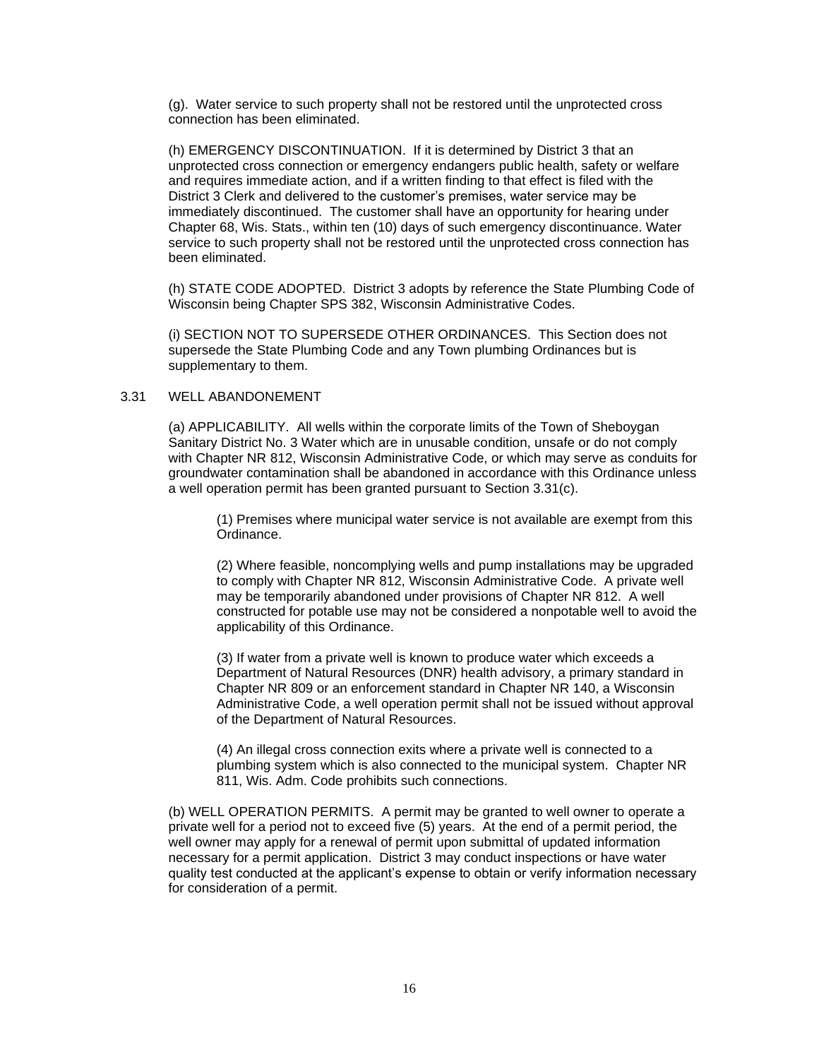(g). Water service to such property shall not be restored until the unprotected cross connection has been eliminated.

(h) EMERGENCY DISCONTINUATION. If it is determined by District 3 that an unprotected cross connection or emergency endangers public health, safety or welfare and requires immediate action, and if a written finding to that effect is filed with the District 3 Clerk and delivered to the customer's premises, water service may be immediately discontinued. The customer shall have an opportunity for hearing under Chapter 68, Wis. Stats., within ten (10) days of such emergency discontinuance. Water service to such property shall not be restored until the unprotected cross connection has been eliminated.

(h) STATE CODE ADOPTED. District 3 adopts by reference the State Plumbing Code of Wisconsin being Chapter SPS 382, Wisconsin Administrative Codes.

(i) SECTION NOT TO SUPERSEDE OTHER ORDINANCES. This Section does not supersede the State Plumbing Code and any Town plumbing Ordinances but is supplementary to them.

3.31 WELL ABANDONEMENT

(a) APPLICABILITY. All wells within the corporate limits of the Town of Sheboygan Sanitary District No. 3 Water which are in unusable condition, unsafe or do not comply with Chapter NR 812, Wisconsin Administrative Code, or which may serve as conduits for groundwater contamination shall be abandoned in accordance with this Ordinance unless a well operation permit has been granted pursuant to Section 3.31(c).

(1) Premises where municipal water service is not available are exempt from this Ordinance.

(2) Where feasible, noncomplying wells and pump installations may be upgraded to comply with Chapter NR 812, Wisconsin Administrative Code. A private well may be temporarily abandoned under provisions of Chapter NR 812. A well constructed for potable use may not be considered a nonpotable well to avoid the applicability of this Ordinance.

(3) If water from a private well is known to produce water which exceeds a Department of Natural Resources (DNR) health advisory, a primary standard in Chapter NR 809 or an enforcement standard in Chapter NR 140, a Wisconsin Administrative Code, a well operation permit shall not be issued without approval of the Department of Natural Resources.

(4) An illegal cross connection exits where a private well is connected to a plumbing system which is also connected to the municipal system. Chapter NR 811, Wis. Adm. Code prohibits such connections.

(b) WELL OPERATION PERMITS. A permit may be granted to well owner to operate a private well for a period not to exceed five (5) years. At the end of a permit period, the well owner may apply for a renewal of permit upon submittal of updated information necessary for a permit application. District 3 may conduct inspections or have water quality test conducted at the applicant's expense to obtain or verify information necessary for consideration of a permit.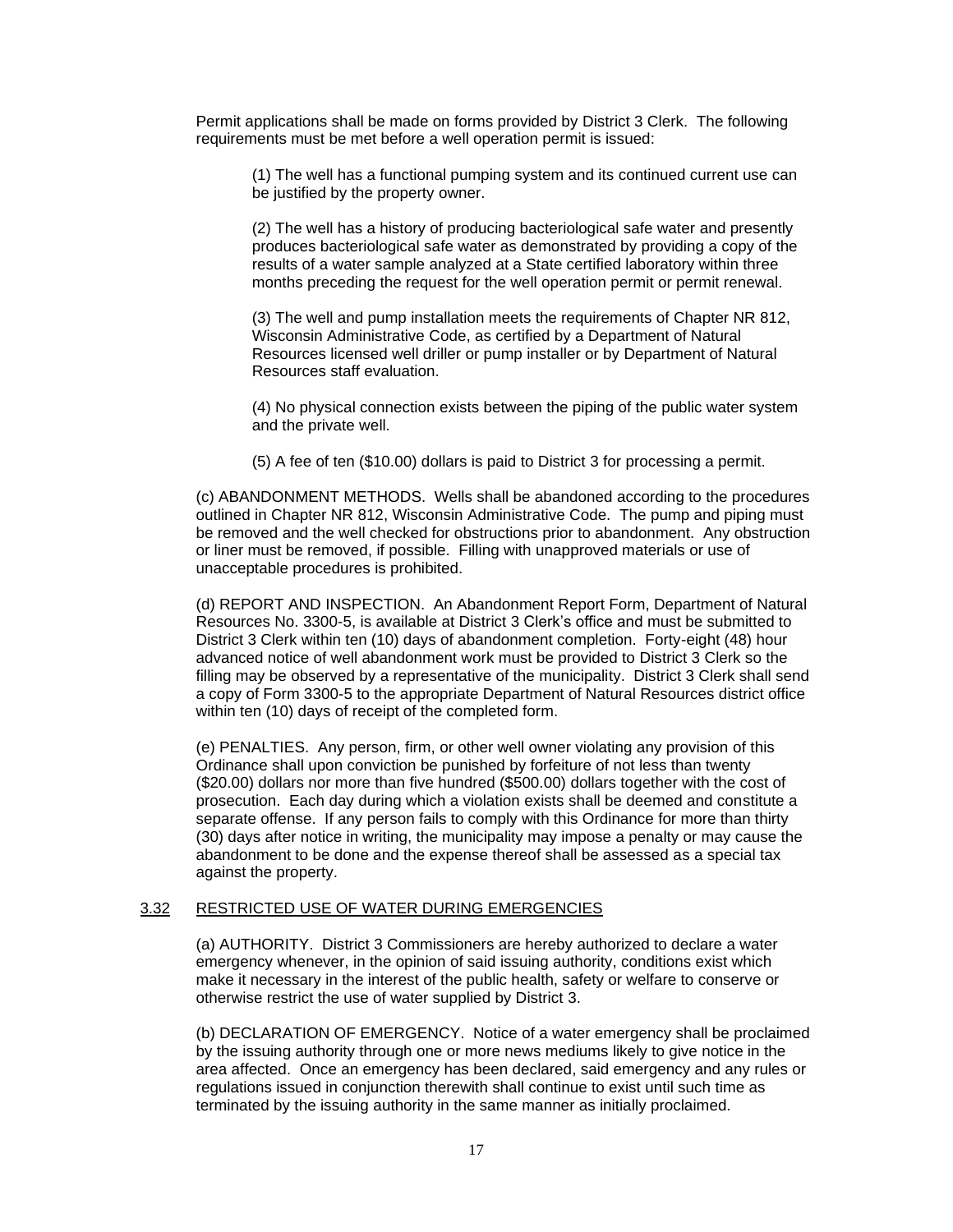Permit applications shall be made on forms provided by District 3 Clerk. The following requirements must be met before a well operation permit is issued:

(1) The well has a functional pumping system and its continued current use can be justified by the property owner.

(2) The well has a history of producing bacteriological safe water and presently produces bacteriological safe water as demonstrated by providing a copy of the results of a water sample analyzed at a State certified laboratory within three months preceding the request for the well operation permit or permit renewal.

(3) The well and pump installation meets the requirements of Chapter NR 812, Wisconsin Administrative Code, as certified by a Department of Natural Resources licensed well driller or pump installer or by Department of Natural Resources staff evaluation.

(4) No physical connection exists between the piping of the public water system and the private well.

(5) A fee of ten ($10.00) dollars is paid to District 3 for processing a permit.

(c) ABANDONMENT METHODS. Wells shall be abandoned according to the procedures outlined in Chapter NR 812, Wisconsin Administrative Code. The pump and piping must be removed and the well checked for obstructions prior to abandonment. Any obstruction or liner must be removed, if possible. Filling with unapproved materials or use of unacceptable procedures is prohibited.

(d) REPORT AND INSPECTION. An Abandonment Report Form, Department of Natural Resources No. 3300-5, is available at District 3 Clerk's office and must be submitted to District 3 Clerk within ten (10) days of abandonment completion. Forty-eight (48) hour advanced notice of well abandonment work must be provided to District 3 Clerk so the filling may be observed by a representative of the municipality. District 3 Clerk shall send a copy of Form 3300-5 to the appropriate Department of Natural Resources district office within ten (10) days of receipt of the completed form.

(e) PENALTIES. Any person, firm, or other well owner violating any provision of this Ordinance shall upon conviction be punished by forfeiture of not less than twenty ($20.00) dollars nor more than five hundred ($500.00) dollars together with the cost of prosecution. Each day during which a violation exists shall be deemed and constitute a separate offense. If any person fails to comply with this Ordinance for more than thirty (30) days after notice in writing, the municipality may impose a penalty or may cause the abandonment to be done and the expense thereof shall be assessed as a special tax against the property.

## 3.32 RESTRICTED USE OF WATER DURING EMERGENCIES

(a) AUTHORITY. District 3 Commissioners are hereby authorized to declare a water emergency whenever, in the opinion of said issuing authority, conditions exist which make it necessary in the interest of the public health, safety or welfare to conserve or otherwise restrict the use of water supplied by District 3.

(b) DECLARATION OF EMERGENCY. Notice of a water emergency shall be proclaimed by the issuing authority through one or more news mediums likely to give notice in the area affected. Once an emergency has been declared, said emergency and any rules or regulations issued in conjunction therewith shall continue to exist until such time as terminated by the issuing authority in the same manner as initially proclaimed.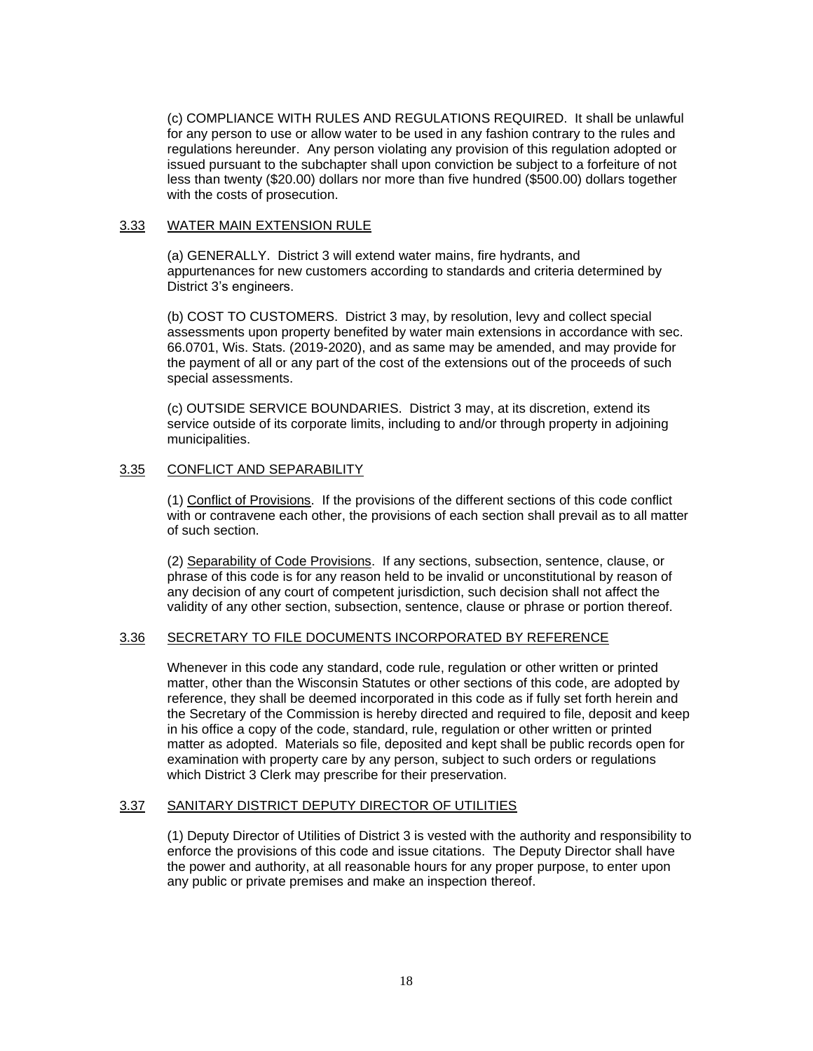(c) COMPLIANCE WITH RULES AND REGULATIONS REQUIRED. It shall be unlawful for any person to use or allow water to be used in any fashion contrary to the rules and regulations hereunder. Any person violating any provision of this regulation adopted or issued pursuant to the subchapter shall upon conviction be subject to a forfeiture of not less than twenty ($20.00) dollars nor more than five hundred ($500.00) dollars together with the costs of prosecution.

## 3.33 WATER MAIN EXTENSION RULE

(a) GENERALLY. District 3 will extend water mains, fire hydrants, and appurtenances for new customers according to standards and criteria determined by District 3's engineers.

(b) COST TO CUSTOMERS. District 3 may, by resolution, levy and collect special assessments upon property benefited by water main extensions in accordance with sec. 66.0701, Wis. Stats. (2019-2020), and as same may be amended, and may provide for the payment of all or any part of the cost of the extensions out of the proceeds of such special assessments.

(c) OUTSIDE SERVICE BOUNDARIES. District 3 may, at its discretion, extend its service outside of its corporate limits, including to and/or through property in adjoining municipalities.

## 3.35 CONFLICT AND SEPARABILITY

(1) Conflict of Provisions. If the provisions of the different sections of this code conflict with or contravene each other, the provisions of each section shall prevail as to all matter of such section.

(2) Separability of Code Provisions. If any sections, subsection, sentence, clause, or phrase of this code is for any reason held to be invalid or unconstitutional by reason of any decision of any court of competent jurisdiction, such decision shall not affect the validity of any other section, subsection, sentence, clause or phrase or portion thereof.

## 3.36 SECRETARY TO FILE DOCUMENTS INCORPORATED BY REFERENCE

Whenever in this code any standard, code rule, regulation or other written or printed matter, other than the Wisconsin Statutes or other sections of this code, are adopted by reference, they shall be deemed incorporated in this code as if fully set forth herein and the Secretary of the Commission is hereby directed and required to file, deposit and keep in his office a copy of the code, standard, rule, regulation or other written or printed matter as adopted. Materials so file, deposited and kept shall be public records open for examination with property care by any person, subject to such orders or regulations which District 3 Clerk may prescribe for their preservation.

## 3.37 SANITARY DISTRICT DEPUTY DIRECTOR OF UTILITIES

(1) Deputy Director of Utilities of District 3 is vested with the authority and responsibility to enforce the provisions of this code and issue citations. The Deputy Director shall have the power and authority, at all reasonable hours for any proper purpose, to enter upon any public or private premises and make an inspection thereof.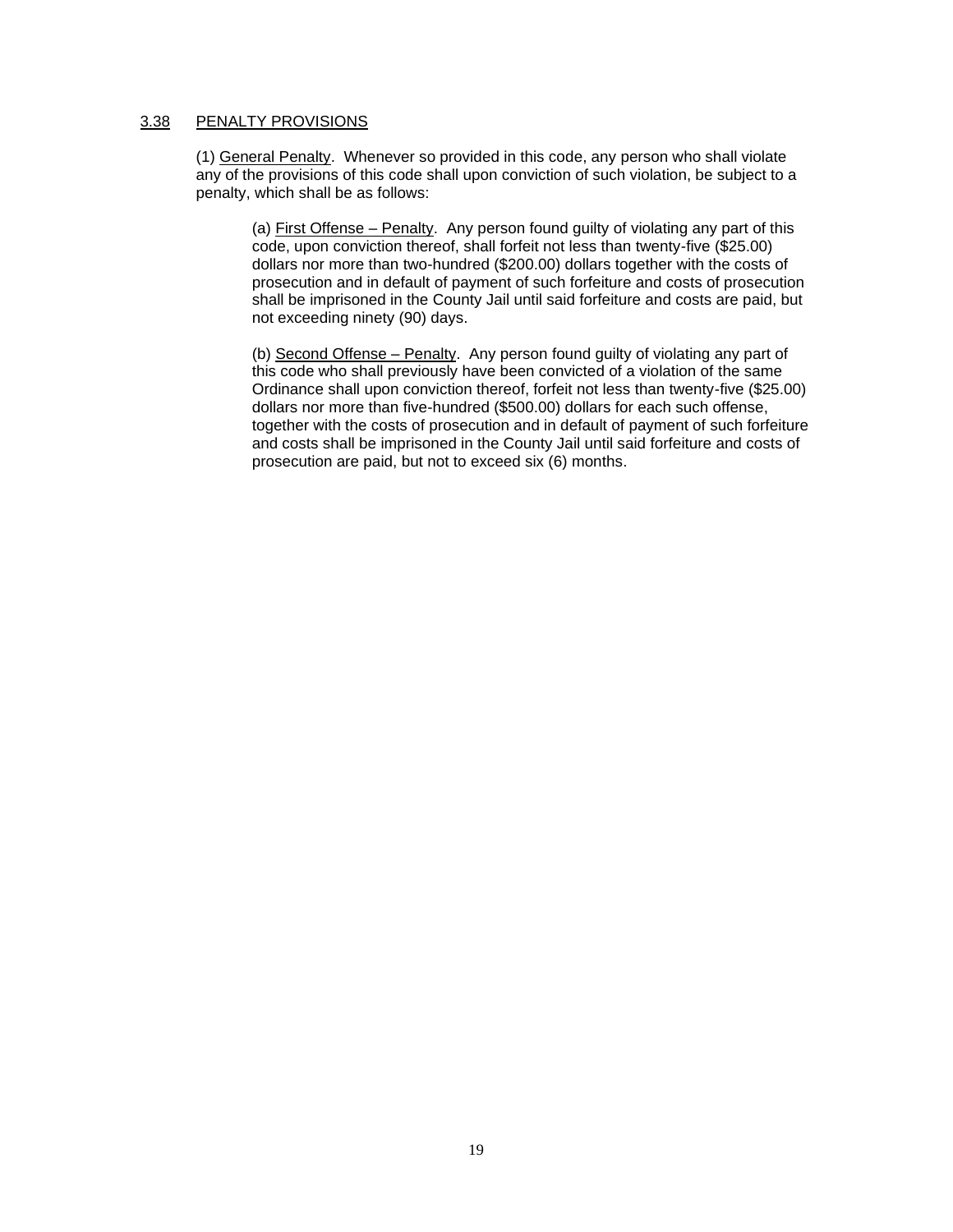## 3.38 PENALTY PROVISIONS

(1) General Penalty. Whenever so provided in this code, any person who shall violate any of the provisions of this code shall upon conviction of such violation, be subject to a penalty, which shall be as follows:

(a) First Offense – Penalty. Any person found guilty of violating any part of this code, upon conviction thereof, shall forfeit not less than twenty-five ($25.00) dollars nor more than two-hundred ($200.00) dollars together with the costs of prosecution and in default of payment of such forfeiture and costs of prosecution shall be imprisoned in the County Jail until said forfeiture and costs are paid, but not exceeding ninety (90) days.

(b) Second Offense – Penalty. Any person found guilty of violating any part of this code who shall previously have been convicted of a violation of the same Ordinance shall upon conviction thereof, forfeit not less than twenty-five ($25.00) dollars nor more than five-hundred ($500.00) dollars for each such offense, together with the costs of prosecution and in default of payment of such forfeiture and costs shall be imprisoned in the County Jail until said forfeiture and costs of prosecution are paid, but not to exceed six (6) months.